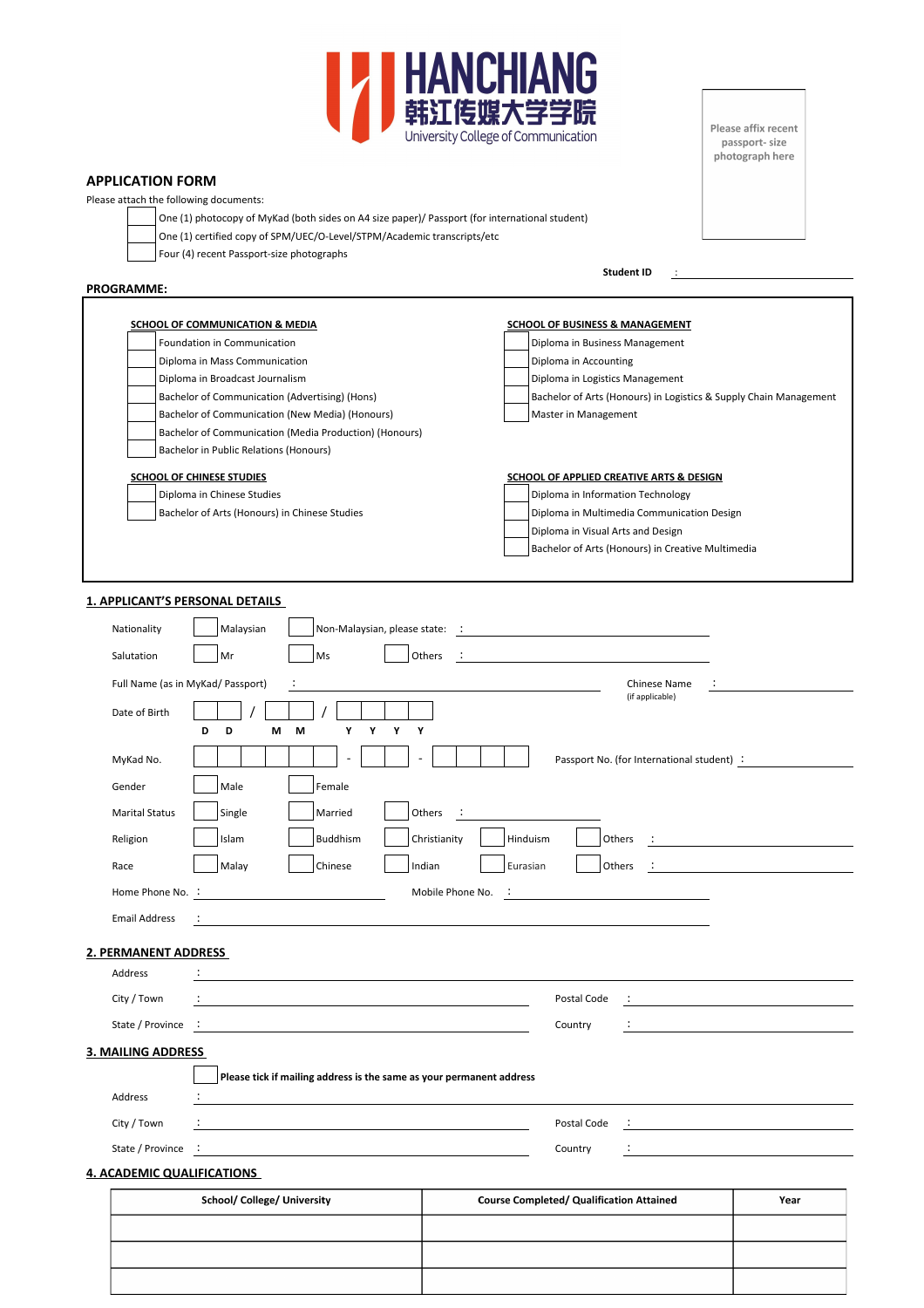HANCHIANG
韩江传媒大学学院
University College of Communication

Please affix recent passport- size photograph here

## APPLICATION FORM

Please attach the following documents:

- ☐ One (1) photocopy of MyKad (both sides on A4 size paper)/ Passport (for international student)
- ☐ One (1) certified copy of SPM/UEC/O-Level/STPM/Academic transcripts/etc
- ☐ Four (4) recent Passport-size photographs

**Student ID** : ____________________

**PROGRAMME:**

**SCHOOL OF COMMUNICATION & MEDIA**

- ☐ Foundation in Communication
- ☐ Diploma in Mass Communication
- ☐ Diploma in Broadcast Journalism
- ☐ Bachelor of Communication (Advertising) (Hons)
- ☐ Bachelor of Communication (New Media) (Honours)
- ☐ Bachelor of Communication (Media Production) (Honours)
- ☐ Bachelor in Public Relations (Honours)

**SCHOOL OF BUSINESS & MANAGEMENT**

- ☐ Diploma in Business Management
- ☐ Diploma in Accounting
- ☐ Diploma in Logistics Management
- ☐ Bachelor of Arts (Honours) in Logistics & Supply Chain Management
- ☐ Master in Management

**SCHOOL OF CHINESE STUDIES**

- ☐ Diploma in Chinese Studies
- ☐ Bachelor of Arts (Honours) in Chinese Studies

**SCHOOL OF APPLIED CREATIVE ARTS & DESIGN**

- ☐ Diploma in Information Technology
- ☐ Diploma in Multimedia Communication Design
- ☐ Diploma in Visual Arts and Design
- ☐ Bachelor of Arts (Honours) in Creative Multimedia

## 1. APPLICANT'S PERSONAL DETAILS

Nationality ☐ Malaysian ☐ Non-Malaysian, please state: : ____________________

Salutation ☐ Mr ☐ Ms ☐ Others : ____________________

Full Name (as in MyKad/ Passport) : ____________________ Chinese Name (if applicable) : ____________________

Date of Birth ☐☐ / ☐☐ / ☐☐☐☐
D D M M Y Y Y Y

MyKad No. ☐☐☐☐☐☐ - ☐☐ - ☐☐☐☐ Passport No. (for International student) : ____________________

Gender ☐ Male ☐ Female

Marital Status ☐ Single ☐ Married ☐ Others : ____________________

Religion ☐ Islam ☐ Buddhism ☐ Christianity ☐ Hinduism ☐ Others : ____________________

Race ☐ Malay ☐ Chinese ☐ Indian ☐ Eurasian ☐ Others : ____________________

Home Phone No. : ____________________ Mobile Phone No. : ____________________

Email Address : ____________________

## 2. PERMANENT ADDRESS

Address : ____________________

City / Town : ____________________ Postal Code : ____________________

State / Province : ____________________ Country : ____________________

## 3. MAILING ADDRESS

☐ **Please tick if mailing address is the same as your permanent address**

Address : ____________________

City / Town : ____________________ Postal Code : ____________________

State / Province : ____________________ Country : ____________________

## 4. ACADEMIC QUALIFICATIONS

| School/ College/ University | Course Completed/ Qualification Attained | Year |
|---|---|---|
| | | |
| | | |
| | | |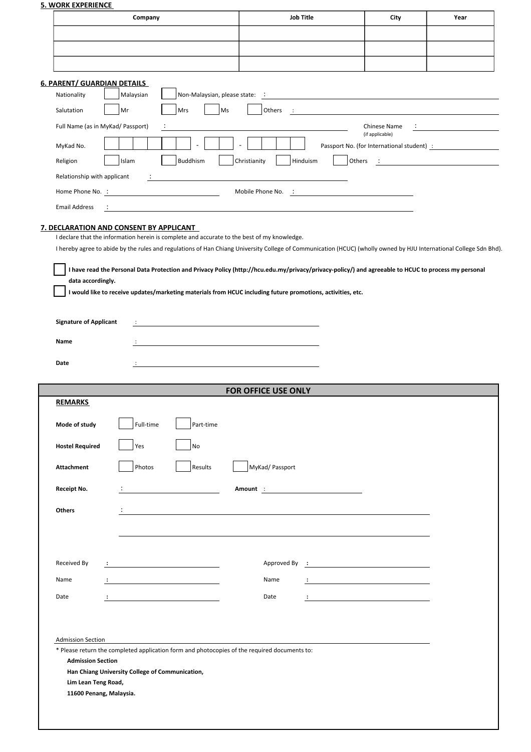## 5. WORK EXPERIENCE

| Company | Job Title | City | Year |
|---|---|---|---|
| | | | |
| | | | |
| | | | |

## 6. PARENT/ GUARDIAN DETAILS

Nationality ☐ Malaysian ☐ Non-Malaysian, please state: :

Salutation ☐ Mr ☐ Mrs ☐ Ms ☐ Others :

Full Name (as in MyKad/ Passport) :

Chinese Name (if applicable) :

MyKad No. ☐☐☐☐☐☐ - ☐☐ - ☐☐☐☐

Passport No. (for International student) :

Religion ☐ Islam ☐ Buddhism ☐ Christianity ☐ Hinduism ☐ Others :

Relationship with applicant :

Home Phone No. :

Mobile Phone No. :

Email Address :

## 7. DECLARATION AND CONSENT BY APPLICANT

I declare that the information herein is complete and accurate to the best of my knowledge.

I hereby agree to abide by the rules and regulations of Han Chiang University College of Communication (HCUC) (wholly owned by HJU International College Sdn Bhd).

☐ **I have read the Personal Data Protection and Privacy Policy (http://hcu.edu.my/privacy/privacy-policy/) and agreeable to HCUC to process my personal data accordingly.**

☐ **I would like to receive updates/marketing materials from HCUC including future promotions, activities, etc.**

**Signature of Applicant** :

**Name** :

**Date** :

## FOR OFFICE USE ONLY

**REMARKS**

**Mode of study** ☐ Full-time ☐ Part-time

**Hostel Required** ☐ Yes ☐ No

**Attachment** ☐ Photos ☐ Results ☐ MyKad/ Passport

**Receipt No.** :

**Amount** :

**Others** :

Received By :

Name :

Date :

Approved By :

Name :

Date :

Admission Section

\* Please return the completed application form and photocopies of the required documents to:

**Admission Section**
**Han Chiang University College of Communication,**
**Lim Lean Teng Road,**
**11600 Penang, Malaysia.**